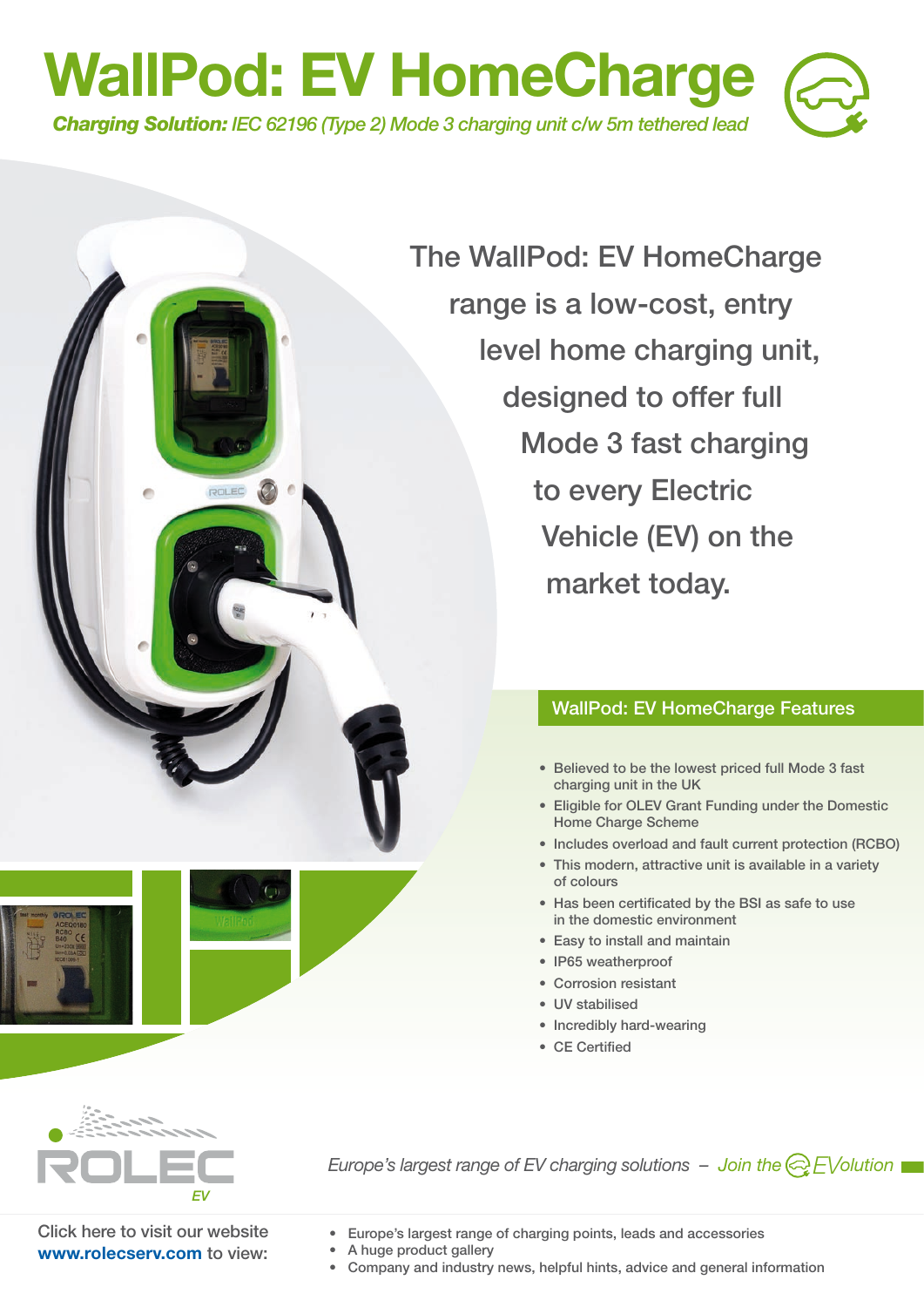# WallPod: EV HomeCharge

***Charging Solution:** IEC 62196 (Type 2) Mode 3 charging unit c/w 5m tethered lead*

The WallPod: EV HomeCharge range is a low-cost, entry level home charging unit, designed to offer full Mode 3 fast charging to every Electric Vehicle (EV) on the market today.

## WallPod: EV HomeCharge Features

- Believed to be the lowest priced full Mode 3 fast charging unit in the UK
- Eligible for OLEV Grant Funding under the Domestic Home Charge Scheme
- Includes overload and fault current protection (RCBO)
- This modern, attractive unit is available in a variety of colours
- Has been certificated by the BSI as safe to use in the domestic environment
- Easy to install and maintain
- IP65 weatherproof
- Corrosion resistant
- UV stabilised
- Incredibly hard-wearing
- CE Certified

ROLEC EV

*Europe's largest range of EV charging solutions – Join the EVolution*

Click here to visit our website **www.rolecserv.com** to view:

- Europe's largest range of charging points, leads and accessories
- A huge product gallery
- Company and industry news, helpful hints, advice and general information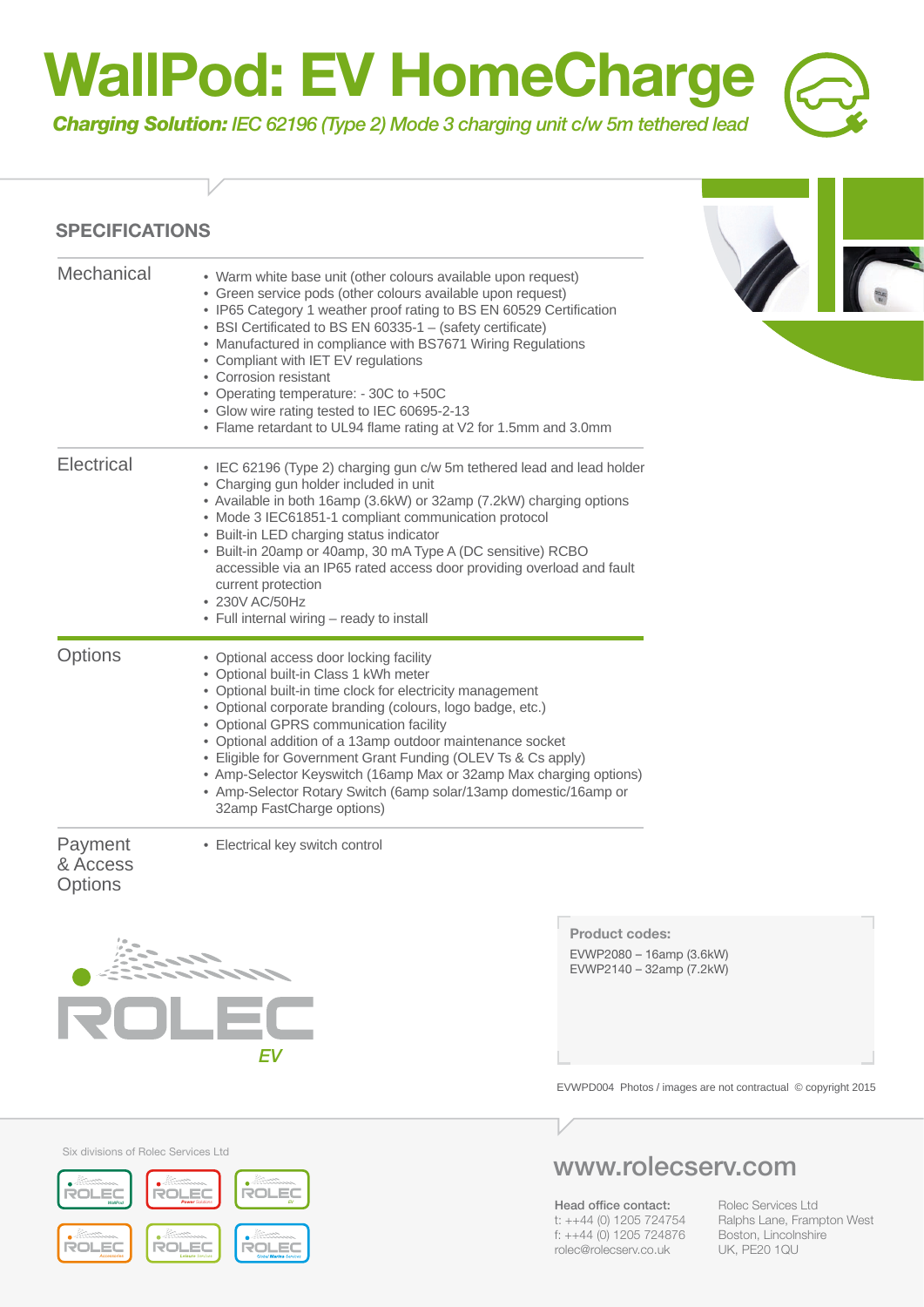# WallPod: EV HomeCharge

***Charging Solution:*** *IEC 62196 (Type 2) Mode 3 charging unit c/w 5m tethered lead*

## SPECIFICATIONS

| | |
|---|---|
| Mechanical | • Warm white base unit (other colours available upon request)<br>• Green service pods (other colours available upon request)<br>• IP65 Category 1 weather proof rating to BS EN 60529 Certification<br>• BSI Certificated to BS EN 60335-1 – (safety certificate)<br>• Manufactured in compliance with BS7671 Wiring Regulations<br>• Compliant with IET EV regulations<br>• Corrosion resistant<br>• Operating temperature: - 30C to +50C<br>• Glow wire rating tested to IEC 60695-2-13<br>• Flame retardant to UL94 flame rating at V2 for 1.5mm and 3.0mm |
| Electrical | • IEC 62196 (Type 2) charging gun c/w 5m tethered lead and lead holder<br>• Charging gun holder included in unit<br>• Available in both 16amp (3.6kW) or 32amp (7.2kW) charging options<br>• Mode 3 IEC61851-1 compliant communication protocol<br>• Built-in LED charging status indicator<br>• Built-in 20amp or 40amp, 30 mA Type A (DC sensitive) RCBO accessible via an IP65 rated access door providing overload and fault current protection<br>• 230V AC/50Hz<br>• Full internal wiring – ready to install |
| Options | • Optional access door locking facility<br>• Optional built-in Class 1 kWh meter<br>• Optional built-in time clock for electricity management<br>• Optional corporate branding (colours, logo badge, etc.)<br>• Optional GPRS communication facility<br>• Optional addition of a 13amp outdoor maintenance socket<br>• Eligible for Government Grant Funding (OLEV Ts & Cs apply)<br>• Amp-Selector Keyswitch (16amp Max or 32amp Max charging options)<br>• Amp-Selector Rotary Switch (6amp solar/13amp domestic/16amp or 32amp FastCharge options) |
| Payment & Access Options | • Electrical key switch control |

**Product codes:**

EVWP2080 – 16amp (3.6kW)
EVWP2140 – 32amp (7.2kW)

ROLEC EV

EVWPD004 Photos / images are not contractual © copyright 2015

Six divisions of Rolec Services Ltd

## www.rolecserv.com

**Head office contact:**
t: ++44 (0) 1205 724754
f: ++44 (0) 1205 724876
rolec@rolecserv.co.uk

Rolec Services Ltd
Ralphs Lane, Frampton West
Boston, Lincolnshire
UK, PE20 1QU